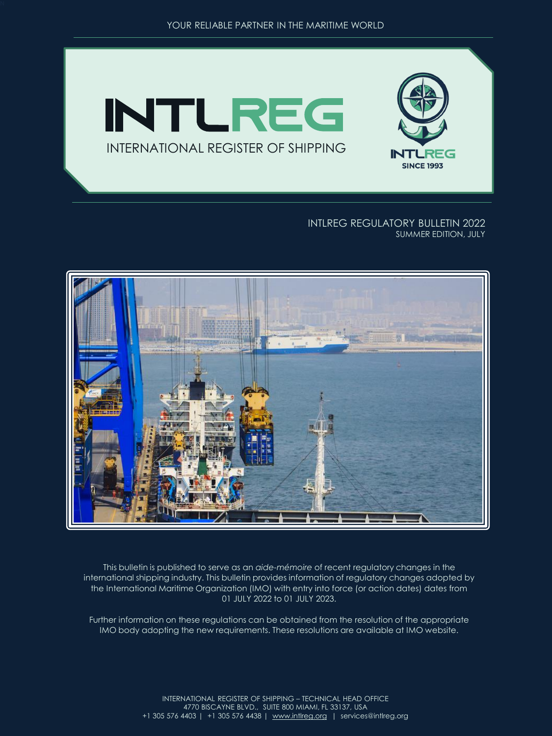YOUR RELIABLE PARTNER IN THE MARITIME WORLD

# INTLREG

## INTERNATIONAL REGISTER OF SHIPPING

INTLREG SINCE 1993

### INTLREG REGULATORY BULLETIN 2022

SUMMER EDITION, JULY

This bulletin is published to serve as an *aide-mémoire* of recent regulatory changes in the international shipping industry. This bulletin provides information of regulatory changes adopted by the International Maritime Organization (IMO) with entry into force (or action dates) dates from 01 JULY 2022 to 01 JULY 2023.

Further information on these regulations can be obtained from the resolution of the appropriate IMO body adopting the new requirements. These resolutions are available at IMO website.

INTERNATIONAL REGISTER OF SHIPPING – TECHNICAL HEAD OFFICE
4770 BISCAYNE BLVD., SUITE 800 MIAMI, FL 33137, USA
+1 305 576 4403 | +1 305 576 4438 | www.intlreg.org | services@intlreg.org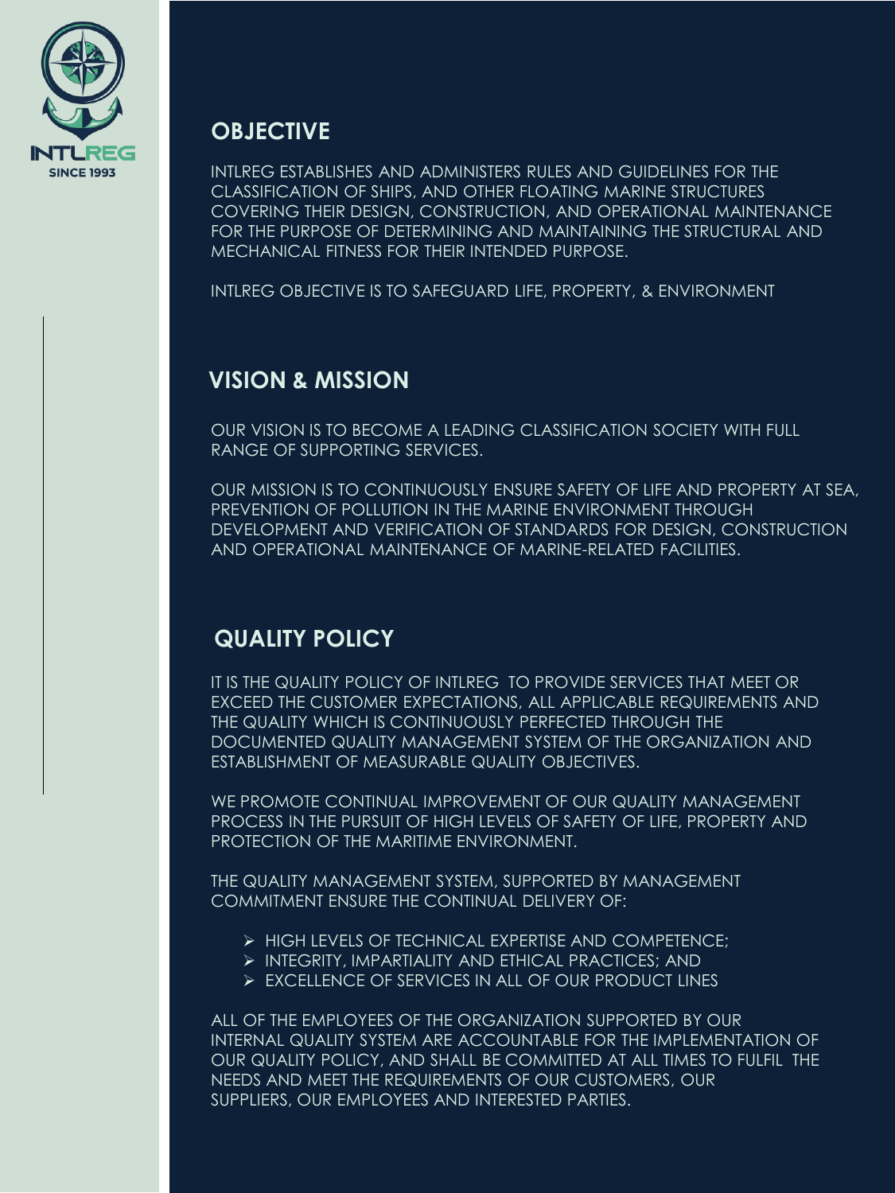## OBJECTIVE

INTLREG ESTABLISHES AND ADMINISTERS RULES AND GUIDELINES FOR THE CLASSIFICATION OF SHIPS, AND OTHER FLOATING MARINE STRUCTURES COVERING THEIR DESIGN, CONSTRUCTION, AND OPERATIONAL MAINTENANCE FOR THE PURPOSE OF DETERMINING AND MAINTAINING THE STRUCTURAL AND MECHANICAL FITNESS FOR THEIR INTENDED PURPOSE.

INTLREG OBJECTIVE IS TO SAFEGUARD LIFE, PROPERTY, & ENVIRONMENT

## VISION & MISSION

OUR VISION IS TO BECOME A LEADING CLASSIFICATION SOCIETY WITH FULL RANGE OF SUPPORTING SERVICES.

OUR MISSION IS TO CONTINUOUSLY ENSURE SAFETY OF LIFE AND PROPERTY AT SEA, PREVENTION OF POLLUTION IN THE MARINE ENVIRONMENT THROUGH DEVELOPMENT AND VERIFICATION OF STANDARDS FOR DESIGN, CONSTRUCTION AND OPERATIONAL MAINTENANCE OF MARINE-RELATED FACILITIES.

## QUALITY POLICY

IT IS THE QUALITY POLICY OF INTLREG TO PROVIDE SERVICES THAT MEET OR EXCEED THE CUSTOMER EXPECTATIONS, ALL APPLICABLE REQUIREMENTS AND THE QUALITY WHICH IS CONTINUOUSLY PERFECTED THROUGH THE DOCUMENTED QUALITY MANAGEMENT SYSTEM OF THE ORGANIZATION AND ESTABLISHMENT OF MEASURABLE QUALITY OBJECTIVES.

WE PROMOTE CONTINUAL IMPROVEMENT OF OUR QUALITY MANAGEMENT PROCESS IN THE PURSUIT OF HIGH LEVELS OF SAFETY OF LIFE, PROPERTY AND PROTECTION OF THE MARITIME ENVIRONMENT.

THE QUALITY MANAGEMENT SYSTEM, SUPPORTED BY MANAGEMENT COMMITMENT ENSURE THE CONTINUAL DELIVERY OF:

- HIGH LEVELS OF TECHNICAL EXPERTISE AND COMPETENCE;
- INTEGRITY, IMPARTIALITY AND ETHICAL PRACTICES; AND
- EXCELLENCE OF SERVICES IN ALL OF OUR PRODUCT LINES

ALL OF THE EMPLOYEES OF THE ORGANIZATION SUPPORTED BY OUR INTERNAL QUALITY SYSTEM ARE ACCOUNTABLE FOR THE IMPLEMENTATION OF OUR QUALITY POLICY, AND SHALL BE COMMITTED AT ALL TIMES TO FULFIL THE NEEDS AND MEET THE REQUIREMENTS OF OUR CUSTOMERS, OUR SUPPLIERS, OUR EMPLOYEES AND INTERESTED PARTIES.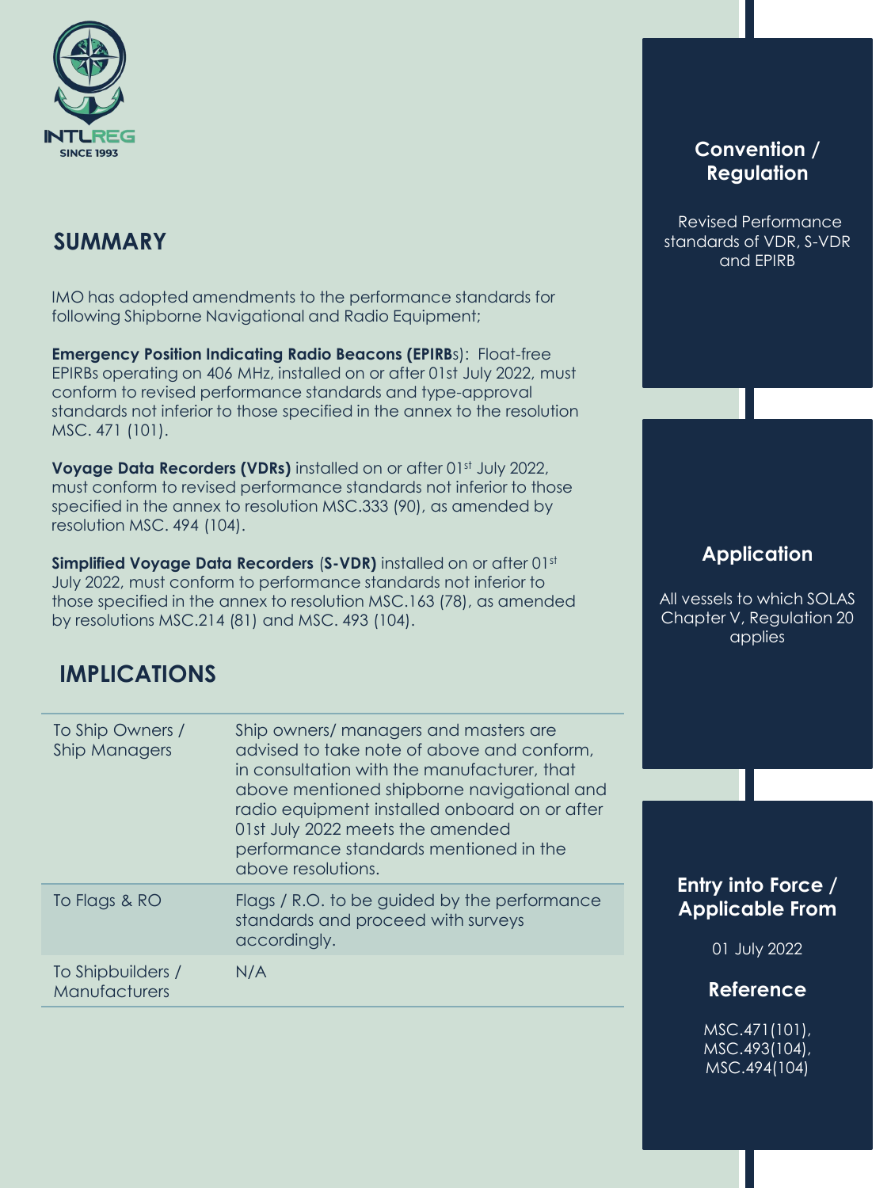INTLREG
SINCE 1993

## SUMMARY

IMO has adopted amendments to the performance standards for following Shipborne Navigational and Radio Equipment;

**Emergency Position Indicating Radio Beacons (EPIRB**s): Float-free EPIRBs operating on 406 MHz, installed on or after 01st July 2022, must conform to revised performance standards and type-approval standards not inferior to those specified in the annex to the resolution MSC. 471 (101).

**Voyage Data Recorders (VDRs)** installed on or after 01st July 2022, must conform to revised performance standards not inferior to those specified in the annex to resolution MSC.333 (90), as amended by resolution MSC. 494 (104).

**Simplified Voyage Data Recorders** (**S-VDR)** installed on or after 01st July 2022, must conform to performance standards not inferior to those specified in the annex to resolution MSC.163 (78), as amended by resolutions MSC.214 (81) and MSC. 493 (104).

## IMPLICATIONS

| | |
|---|---|
| To Ship Owners / Ship Managers | Ship owners/ managers and masters are advised to take note of above and conform, in consultation with the manufacturer, that above mentioned shipborne navigational and radio equipment installed onboard on or after 01st July 2022 meets the amended performance standards mentioned in the above resolutions. |
| To Flags & RO | Flags / R.O. to be guided by the performance standards and proceed with surveys accordingly. |
| To Shipbuilders / Manufacturers | N/A |

### Convention / Regulation

Revised Performance standards of VDR, S-VDR and EPIRB

### Application

All vessels to which SOLAS Chapter V, Regulation 20 applies

### Entry into Force / Applicable From

01 July 2022

### Reference

MSC.471(101), MSC.493(104), MSC.494(104)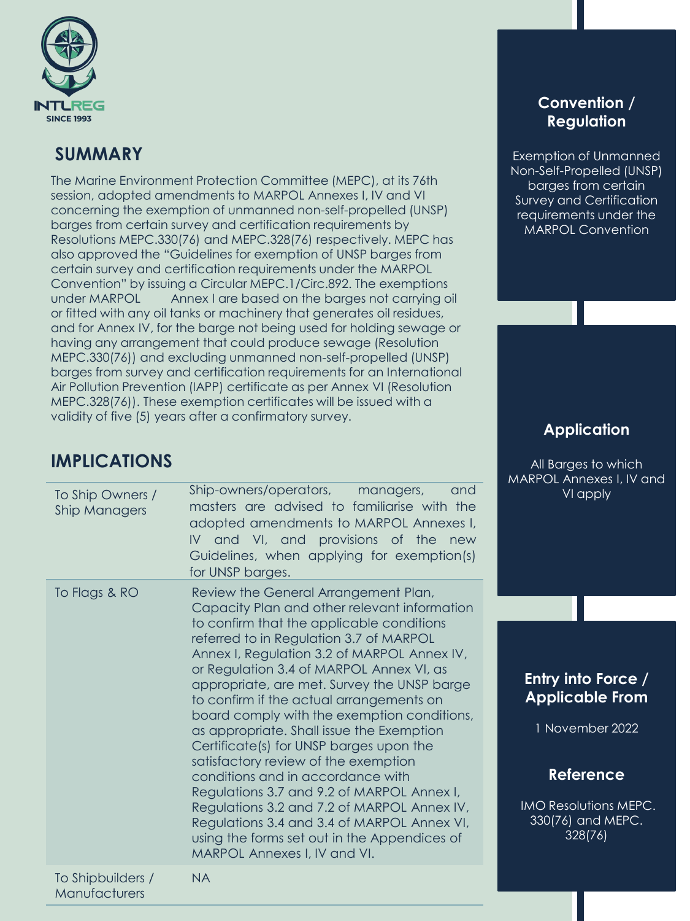## SUMMARY

The Marine Environment Protection Committee (MEPC), at its 76th session, adopted amendments to MARPOL Annexes I, IV and VI concerning the exemption of unmanned non-self-propelled (UNSP) barges from certain survey and certification requirements by Resolutions MEPC.330(76) and MEPC.328(76) respectively. MEPC has also approved the "Guidelines for exemption of UNSP barges from certain survey and certification requirements under the MARPOL Convention" by issuing a Circular MEPC.1/Circ.892. The exemptions under MARPOL Annex I are based on the barges not carrying oil or fitted with any oil tanks or machinery that generates oil residues, and for Annex IV, for the barge not being used for holding sewage or having any arrangement that could produce sewage (Resolution MEPC.330(76)) and excluding unmanned non-self-propelled (UNSP) barges from survey and certification requirements for an International Air Pollution Prevention (IAPP) certificate as per Annex VI (Resolution MEPC.328(76)). These exemption certificates will be issued with a validity of five (5) years after a confirmatory survey.

## IMPLICATIONS

| | |
|---|---|
| To Ship Owners / Ship Managers | Ship-owners/operators, managers, and masters are advised to familiarise with the adopted amendments to MARPOL Annexes I, IV and VI, and provisions of the new Guidelines, when applying for exemption(s) for UNSP barges. |
| To Flags & RO | Review the General Arrangement Plan, Capacity Plan and other relevant information to confirm that the applicable conditions referred to in Regulation 3.7 of MARPOL Annex I, Regulation 3.2 of MARPOL Annex IV, or Regulation 3.4 of MARPOL Annex VI, as appropriate, are met. Survey the UNSP barge to confirm if the actual arrangements on board comply with the exemption conditions, as appropriate. Shall issue the Exemption Certificate(s) for UNSP barges upon the satisfactory review of the exemption conditions and in accordance with Regulations 3.7 and 9.2 of MARPOL Annex I, Regulations 3.2 and 7.2 of MARPOL Annex IV, Regulations 3.4 and 3.4 of MARPOL Annex VI, using the forms set out in the Appendices of MARPOL Annexes I, IV and VI. |
| To Shipbuilders / Manufacturers | NA |

### Convention / Regulation

Exemption of Unmanned Non-Self-Propelled (UNSP) barges from certain Survey and Certification requirements under the MARPOL Convention

### Application

All Barges to which MARPOL Annexes I, IV and VI apply

### Entry into Force / Applicable From

1 November 2022

### Reference

IMO Resolutions MEPC. 330(76) and MEPC. 328(76)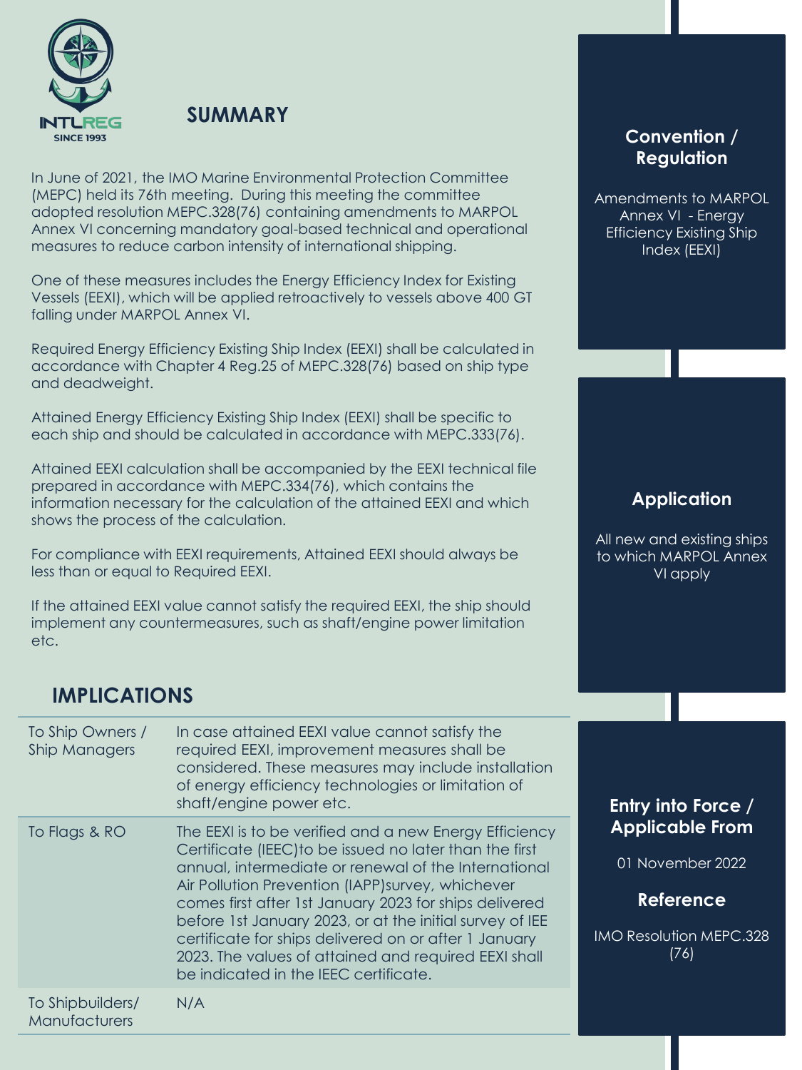## SUMMARY

In June of 2021, the IMO Marine Environmental Protection Committee (MEPC) held its 76th meeting. During this meeting the committee adopted resolution MEPC.328(76) containing amendments to MARPOL Annex VI concerning mandatory goal-based technical and operational measures to reduce carbon intensity of international shipping.

One of these measures includes the Energy Efficiency Index for Existing Vessels (EEXI), which will be applied retroactively to vessels above 400 GT falling under MARPOL Annex VI.

Required Energy Efficiency Existing Ship Index (EEXI) shall be calculated in accordance with Chapter 4 Reg.25 of MEPC.328(76) based on ship type and deadweight.

Attained Energy Efficiency Existing Ship Index (EEXI) shall be specific to each ship and should be calculated in accordance with MEPC.333(76).

Attained EEXI calculation shall be accompanied by the EEXI technical file prepared in accordance with MEPC.334(76), which contains the information necessary for the calculation of the attained EEXI and which shows the process of the calculation.

For compliance with EEXI requirements, Attained EEXI should always be less than or equal to Required EEXI.

If the attained EEXI value cannot satisfy the required EEXI, the ship should implement any countermeasures, such as shaft/engine power limitation etc.

## IMPLICATIONS

| | |
|---|---|
| To Ship Owners / Ship Managers | In case attained EEXI value cannot satisfy the required EEXI, improvement measures shall be considered. These measures may include installation of energy efficiency technologies or limitation of shaft/engine power etc. |
| To Flags & RO | The EEXI is to be verified and a new Energy Efficiency Certificate (IEEC)to be issued no later than the first annual, intermediate or renewal of the International Air Pollution Prevention (IAPP)survey, whichever comes first after 1st January 2023 for ships delivered before 1st January 2023, or at the initial survey of IEE certificate for ships delivered on or after 1 January 2023. The values of attained and required EEXI shall be indicated in the IEEC certificate. |
| To Shipbuilders/ Manufacturers | N/A |

### Convention / Regulation

Amendments to MARPOL Annex VI - Energy Efficiency Existing Ship Index (EEXI)

### Application

All new and existing ships to which MARPOL Annex VI apply

### Entry into Force / Applicable From

01 November 2022

### Reference

IMO Resolution MEPC.328 (76)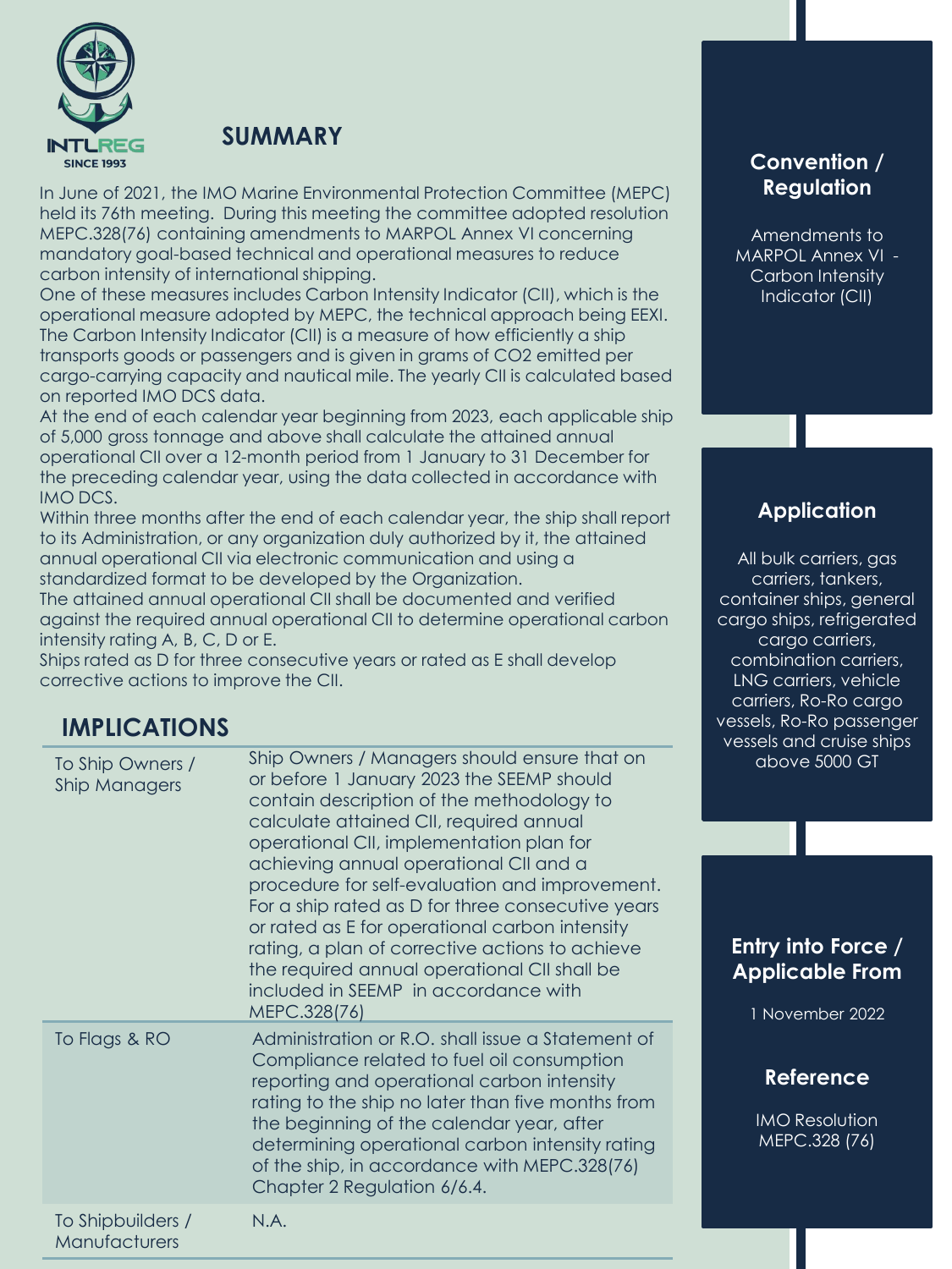## SUMMARY

In June of 2021, the IMO Marine Environmental Protection Committee (MEPC) held its 76th meeting. During this meeting the committee adopted resolution MEPC.328(76) containing amendments to MARPOL Annex VI concerning mandatory goal-based technical and operational measures to reduce carbon intensity of international shipping.

One of these measures includes Carbon Intensity Indicator (CII), which is the operational measure adopted by MEPC, the technical approach being EEXI. The Carbon Intensity Indicator (CII) is a measure of how efficiently a ship transports goods or passengers and is given in grams of $CO_2$ emitted per cargo-carrying capacity and nautical mile. The yearly CII is calculated based on reported IMO DCS data.

At the end of each calendar year beginning from 2023, each applicable ship of 5,000 gross tonnage and above shall calculate the attained annual operational CII over a 12-month period from 1 January to 31 December for the preceding calendar year, using the data collected in accordance with IMO DCS.

Within three months after the end of each calendar year, the ship shall report to its Administration, or any organization duly authorized by it, the attained annual operational CII via electronic communication and using a standardized format to be developed by the Organization.

The attained annual operational CII shall be documented and verified against the required annual operational CII to determine operational carbon intensity rating A, B, C, D or E.

Ships rated as D for three consecutive years or rated as E shall develop corrective actions to improve the CII.

## IMPLICATIONS

| | |
|---|---|
| To Ship Owners / Ship Managers | Ship Owners / Managers should ensure that on or before 1 January 2023 the SEEMP should contain description of the methodology to calculate attained CII, required annual operational CII, implementation plan for achieving annual operational CII and a procedure for self-evaluation and improvement. For a ship rated as D for three consecutive years or rated as E for operational carbon intensity rating, a plan of corrective actions to achieve the required annual operational CII shall be included in SEEMP in accordance with MEPC.328(76) |
| To Flags & RO | Administration or R.O. shall issue a Statement of Compliance related to fuel oil consumption reporting and operational carbon intensity rating to the ship no later than five months from the beginning of the calendar year, after determining operational carbon intensity rating of the ship, in accordance with MEPC.328(76) Chapter 2 Regulation 6/6.4. |
| To Shipbuilders / Manufacturers | N.A. |

### Convention / Regulation

Amendments to MARPOL Annex VI - Carbon Intensity Indicator (CII)

### Application

All bulk carriers, gas carriers, tankers, container ships, general cargo ships, refrigerated cargo carriers, combination carriers, LNG carriers, vehicle carriers, Ro-Ro cargo vessels, Ro-Ro passenger vessels and cruise ships above 5000 GT

### Entry into Force / Applicable From

1 November 2022

### Reference

IMO Resolution MEPC.328 (76)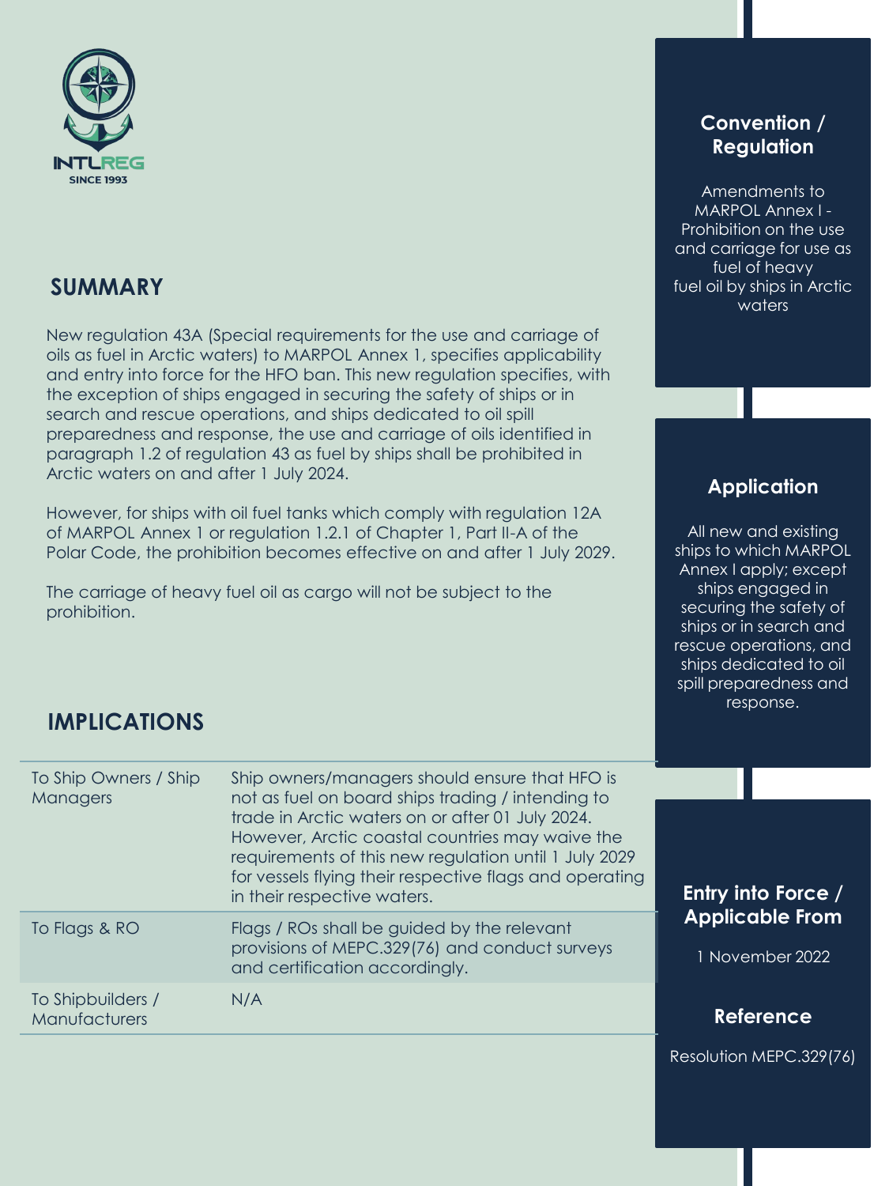## SUMMARY

New regulation 43A (Special requirements for the use and carriage of oils as fuel in Arctic waters) to MARPOL Annex 1, specifies applicability and entry into force for the HFO ban. This new regulation specifies, with the exception of ships engaged in securing the safety of ships or in search and rescue operations, and ships dedicated to oil spill preparedness and response, the use and carriage of oils identified in paragraph 1.2 of regulation 43 as fuel by ships shall be prohibited in Arctic waters on and after 1 July 2024.

However, for ships with oil fuel tanks which comply with regulation 12A of MARPOL Annex 1 or regulation 1.2.1 of Chapter 1, Part II-A of the Polar Code, the prohibition becomes effective on and after 1 July 2029.

The carriage of heavy fuel oil as cargo will not be subject to the prohibition.

## IMPLICATIONS

| | |
|---|---|
| To Ship Owners / Ship Managers | Ship owners/managers should ensure that HFO is not as fuel on board ships trading / intending to trade in Arctic waters on or after 01 July 2024. However, Arctic coastal countries may waive the requirements of this new regulation until 1 July 2029 for vessels flying their respective flags and operating in their respective waters. |
| To Flags & RO | Flags / ROs shall be guided by the relevant provisions of MEPC.329(76) and conduct surveys and certification accordingly. |
| To Shipbuilders / Manufacturers | N/A |

### Convention / Regulation

Amendments to MARPOL Annex I - Prohibition on the use and carriage for use as fuel of heavy fuel oil by ships in Arctic waters

### Application

All new and existing ships to which MARPOL Annex I apply; except ships engaged in securing the safety of ships or in search and rescue operations, and ships dedicated to oil spill preparedness and response.

### Entry into Force / Applicable From

1 November 2022

### Reference

Resolution MEPC.329(76)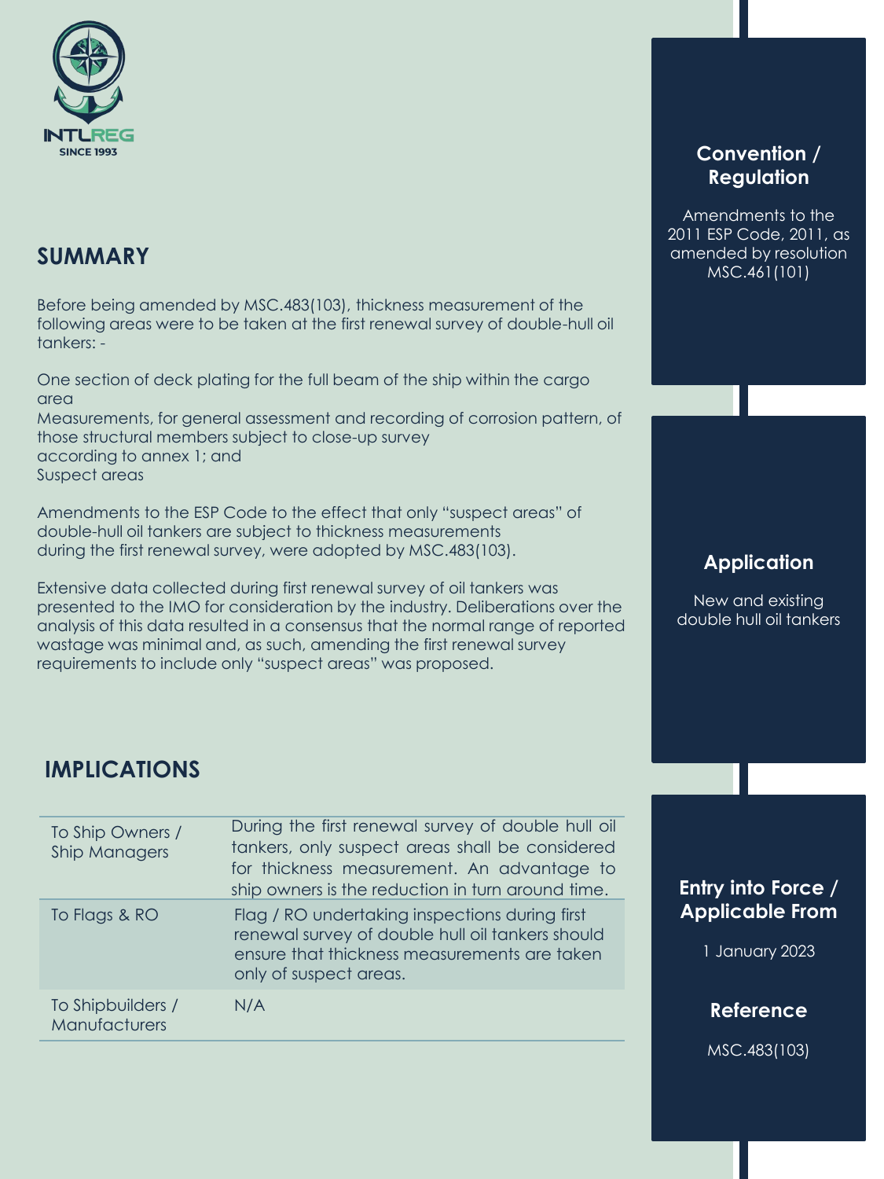## SUMMARY

Before being amended by MSC.483(103), thickness measurement of the following areas were to be taken at the first renewal survey of double-hull oil tankers: -

One section of deck plating for the full beam of the ship within the cargo area
Measurements, for general assessment and recording of corrosion pattern, of those structural members subject to close-up survey according to annex 1; and
Suspect areas

Amendments to the ESP Code to the effect that only "suspect areas" of double-hull oil tankers are subject to thickness measurements during the first renewal survey, were adopted by MSC.483(103).

Extensive data collected during first renewal survey of oil tankers was presented to the IMO for consideration by the industry. Deliberations over the analysis of this data resulted in a consensus that the normal range of reported wastage was minimal and, as such, amending the first renewal survey requirements to include only "suspect areas" was proposed.

## IMPLICATIONS

| | |
|---|---|
| To Ship Owners / Ship Managers | During the first renewal survey of double hull oil tankers, only suspect areas shall be considered for thickness measurement. An advantage to ship owners is the reduction in turn around time. |
| To Flags & RO | Flag / RO undertaking inspections during first renewal survey of double hull oil tankers should ensure that thickness measurements are taken only of suspect areas. |
| To Shipbuilders / Manufacturers | N/A |

### Convention / Regulation

Amendments to the 2011 ESP Code, 2011, as amended by resolution MSC.461(101)

### Application

New and existing double hull oil tankers

### Entry into Force / Applicable From

1 January 2023

### Reference

MSC.483(103)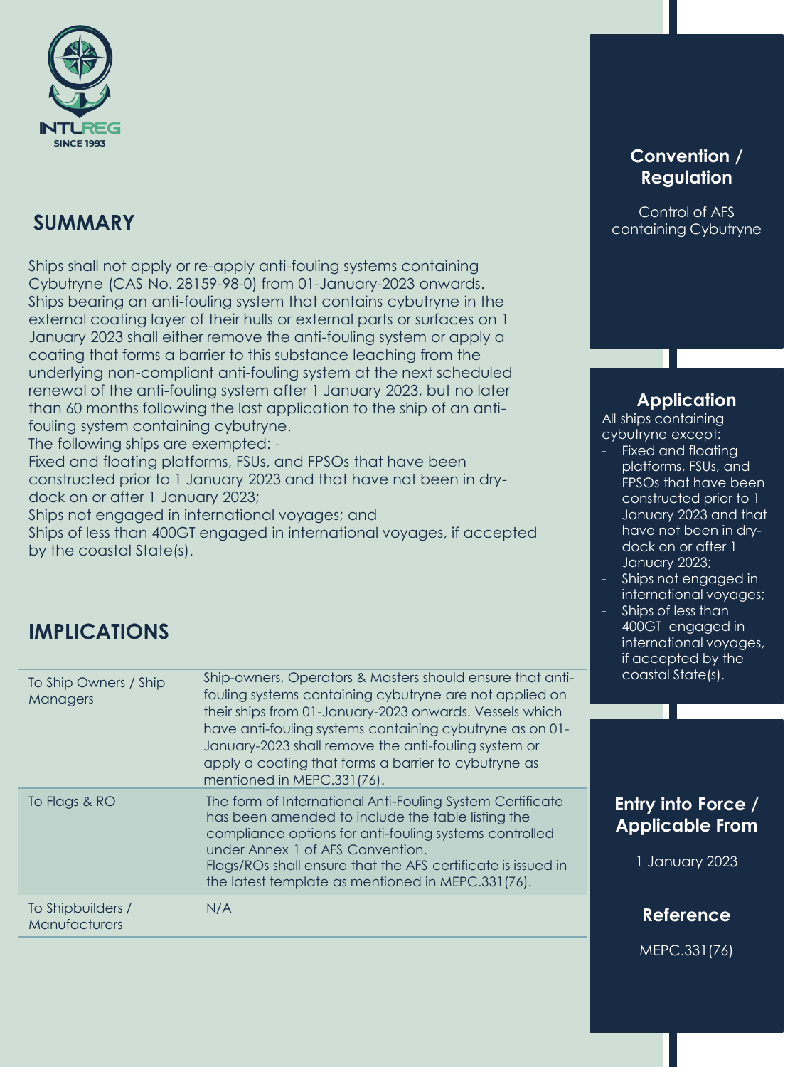INTLREG
SINCE 1993

## SUMMARY

Ships shall not apply or re-apply anti-fouling systems containing Cybutryne (CAS No. 28159-98-0) from 01-January-2023 onwards. Ships bearing an anti-fouling system that contains cybutryne in the external coating layer of their hulls or external parts or surfaces on 1 January 2023 shall either remove the anti-fouling system or apply a coating that forms a barrier to this substance leaching from the underlying non-compliant anti-fouling system at the next scheduled renewal of the anti-fouling system after 1 January 2023, but no later than 60 months following the last application to the ship of an anti-fouling system containing cybutryne.

The following ships are exempted: -

Fixed and floating platforms, FSUs, and FPSOs that have been constructed prior to 1 January 2023 and that have not been in dry-dock on or after 1 January 2023;

Ships not engaged in international voyages; and

Ships of less than 400GT engaged in international voyages, if accepted by the coastal State(s).

## IMPLICATIONS

| | |
|---|---|
| To Ship Owners / Ship Managers | Ship-owners, Operators & Masters should ensure that anti-fouling systems containing cybutryne are not applied on their ships from 01-January-2023 onwards. Vessels which have anti-fouling systems containing cybutryne as on 01-January-2023 shall remove the anti-fouling system or apply a coating that forms a barrier to cybutryne as mentioned in MEPC.331(76). |
| To Flags & RO | The form of International Anti-Fouling System Certificate has been amended to include the table listing the compliance options for anti-fouling systems controlled under Annex 1 of AFS Convention.<br>Flags/ROs shall ensure that the AFS certificate is issued in the latest template as mentioned in MEPC.331(76). |
| To Shipbuilders / Manufacturers | N/A |

### Convention / Regulation

Control of AFS containing Cybutryne

### Application

All ships containing cybutryne except:

- Fixed and floating platforms, FSUs, and FPSOs that have been constructed prior to 1 January 2023 and that have not been in dry-dock on or after 1 January 2023;
- Ships not engaged in international voyages;
- Ships of less than 400GT engaged in international voyages, if accepted by the coastal State(s).

### Entry into Force / Applicable From

1 January 2023

### Reference

MEPC.331(76)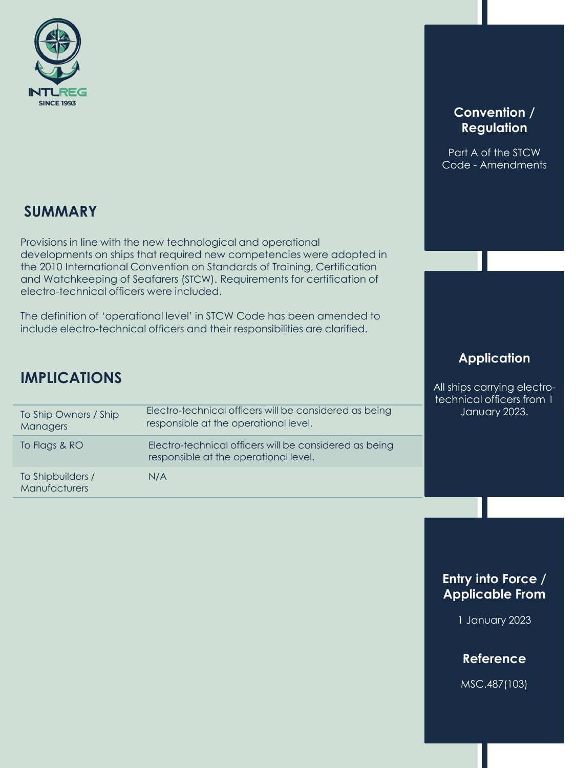## Convention / Regulation

Part A of the STCW Code - Amendments

## SUMMARY

Provisions in line with the new technological and operational developments on ships that required new competencies were adopted in the 2010 International Convention on Standards of Training, Certification and Watchkeeping of Seafarers (STCW). Requirements for certification of electro-technical officers were included.

The definition of 'operational level' in STCW Code has been amended to include electro-technical officers and their responsibilities are clarified.

## Application

All ships carrying electro-technical officers from 1 January 2023.

## IMPLICATIONS

| | |
|---|---|
| To Ship Owners / Ship Managers | Electro-technical officers will be considered as being responsible at the operational level. |
| To Flags & RO | Electro-technical officers will be considered as being responsible at the operational level. |
| To Shipbuilders / Manufacturers | N/A |

## Entry into Force / Applicable From

1 January 2023

## Reference

MSC.487(103)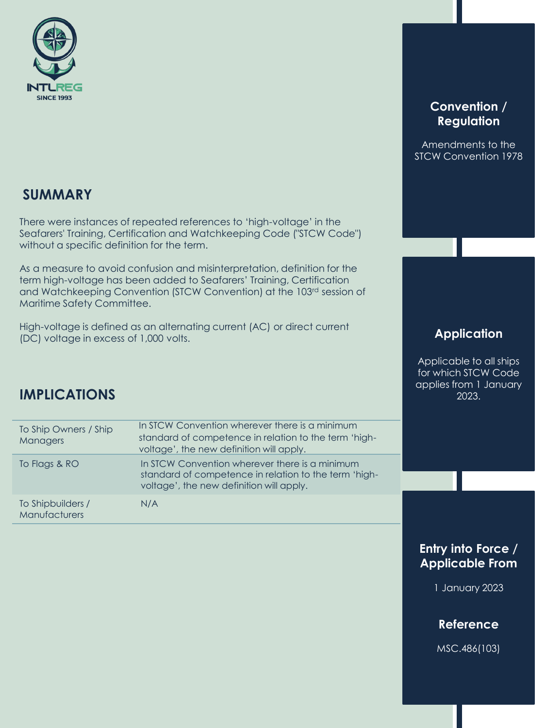INTLREG
SINCE 1993

## SUMMARY

There were instances of repeated references to 'high-voltage' in the Seafarers' Training, Certification and Watchkeeping Code ("STCW Code") without a specific definition for the term.

As a measure to avoid confusion and misinterpretation, definition for the term high-voltage has been added to Seafarers' Training, Certification and Watchkeeping Convention (STCW Convention) at the 103rd session of Maritime Safety Committee.

High-voltage is defined as an alternating current (AC) or direct current (DC) voltage in excess of 1,000 volts.

## IMPLICATIONS

| | |
|---|---|
| To Ship Owners / Ship Managers | In STCW Convention wherever there is a minimum standard of competence in relation to the term 'high-voltage', the new definition will apply. |
| To Flags & RO | In STCW Convention wherever there is a minimum standard of competence in relation to the term 'high-voltage', the new definition will apply. |
| To Shipbuilders / Manufacturers | N/A |

### Convention / Regulation

Amendments to the STCW Convention 1978

### Application

Applicable to all ships for which STCW Code applies from 1 January 2023.

### Entry into Force / Applicable From

1 January 2023

### Reference

MSC.486(103)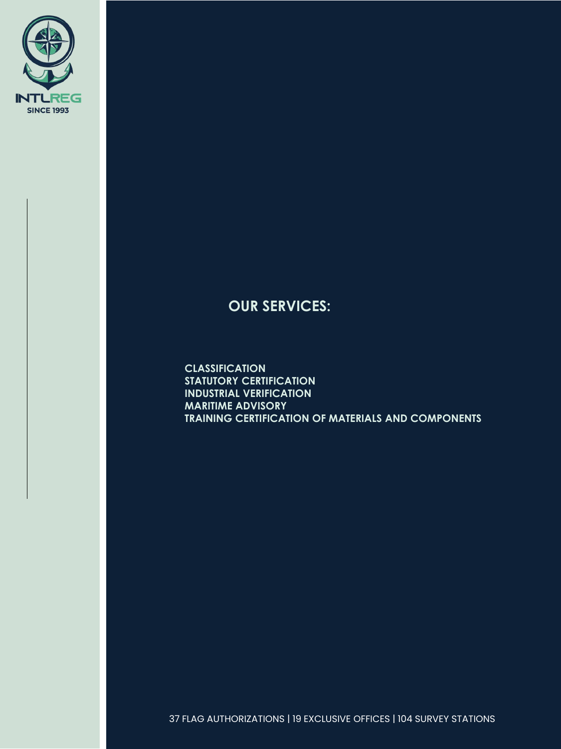INTLREG
SINCE 1993

## OUR SERVICES:

**CLASSIFICATION**
**STATUTORY CERTIFICATION**
**INDUSTRIAL VERIFICATION**
**MARITIME ADVISORY**
**TRAINING CERTIFICATION OF MATERIALS AND COMPONENTS**

37 FLAG AUTHORIZATIONS | 19 EXCLUSIVE OFFICES | 104 SURVEY STATIONS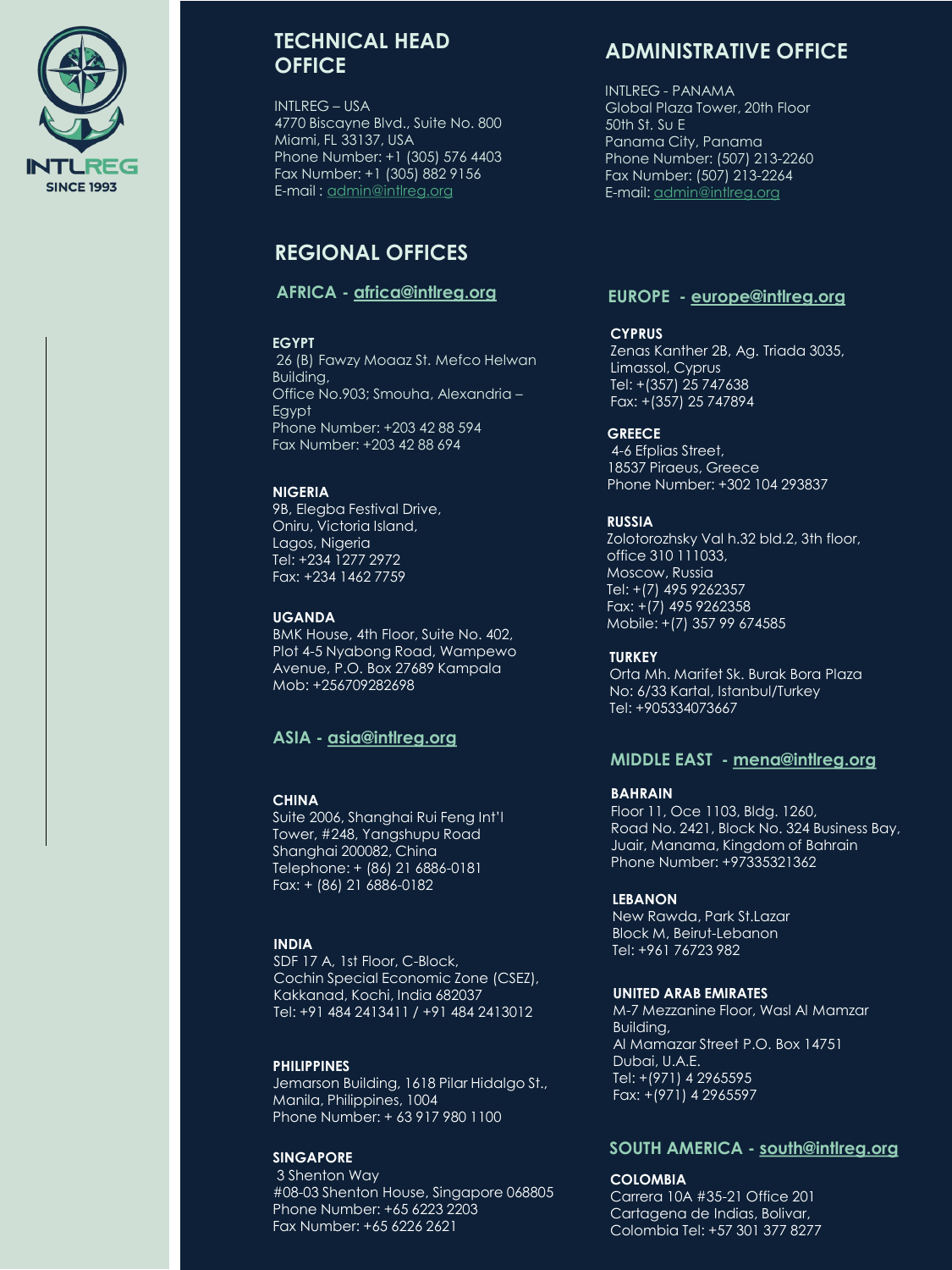## TECHNICAL HEAD OFFICE

INTLREG – USA
4770 Biscayne Blvd., Suite No. 800
Miami, FL 33137, USA
Phone Number: +1 (305) 576 4403
Fax Number: +1 (305) 882 9156
E-mail : admin@intlreg.org

## ADMINISTRATIVE OFFICE

INTLREG - PANAMA
Global Plaza Tower, 20th Floor
50th St. Su E
Panama City, Panama
Phone Number: (507) 213-2260
Fax Number: (507) 213-2264
E-mail: admin@intlreg.org

## REGIONAL OFFICES

### AFRICA - africa@intlreg.org

**EGYPT**
26 (B) Fawzy Moaaz St. Mefco Helwan Building,
Office No.903; Smouha, Alexandria – Egypt
Phone Number: +203 42 88 594
Fax Number: +203 42 88 694

**NIGERIA**
9B, Elegba Festival Drive,
Oniru, Victoria Island,
Lagos, Nigeria
Tel: +234 1277 2972
Fax: +234 1462 7759

**UGANDA**
BMK House, 4th Floor, Suite No. 402,
Plot 4-5 Nyabong Road, Wampewo Avenue, P.O. Box 27689 Kampala
Mob: +256709282698

### ASIA - asia@intlreg.org

**CHINA**
Suite 2006, Shanghai Rui Feng Int'l Tower, #248, Yangshupu Road
Shanghai 200082, China
Telephone: + (86) 21 6886-0181
Fax: + (86) 21 6886-0182

**INDIA**
SDF 17 A, 1st Floor, C-Block,
Cochin Special Economic Zone (CSEZ),
Kakkanad, Kochi, India 682037
Tel: +91 484 2413411 / +91 484 2413012

**PHILIPPINES**
Jemarson Building, 1618 Pilar Hidalgo St.,
Manila, Philippines, 1004
Phone Number: + 63 917 980 1100

**SINGAPORE**
3 Shenton Way
#08-03 Shenton House, Singapore 068805
Phone Number: +65 6223 2203
Fax Number: +65 6226 2621

### EUROPE - europe@intlreg.org

**CYPRUS**
Zenas Kanther 2B, Ag. Triada 3035,
Limassol, Cyprus
Tel: +(357) 25 747638
Fax: +(357) 25 747894

**GREECE**
4-6 Efplias Street,
18537 Piraeus, Greece
Phone Number: +302 104 293837

**RUSSIA**
Zolotorozhsky Val h.32 bld.2, 3th floor, office 310 111033,
Moscow, Russia
Tel: +(7) 495 9262357
Fax: +(7) 495 9262358
Mobile: +(7) 357 99 674585

**TURKEY**
Orta Mh. Marifet Sk. Burak Bora Plaza
No: 6/33 Kartal, Istanbul/Turkey
Tel: +905334073667

### MIDDLE EAST - mena@intlreg.org

**BAHRAIN**
Floor 11, Oce 1103, Bldg. 1260,
Road No. 2421, Block No. 324 Business Bay,
Juair, Manama, Kingdom of Bahrain
Phone Number: +97335321362

**LEBANON**
New Rawda, Park St.Lazar
Block M, Beirut-Lebanon
Tel: +961 76723 982

**UNITED ARAB EMIRATES**
M-7 Mezzanine Floor, Wasl Al Mamzar Building,
Al Mamazar Street P.O. Box 14751
Dubai, U.A.E.
Tel: +(971) 4 2965595
Fax: +(971) 4 2965597

### SOUTH AMERICA - south@intlreg.org

**COLOMBIA**
Carrera 10A #35-21 Office 201
Cartagena de Indias, Bolivar,
Colombia Tel: +57 301 377 8277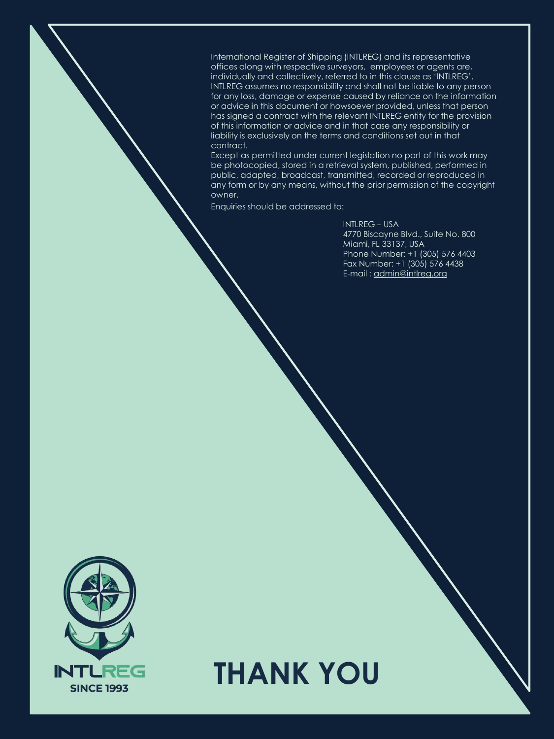International Register of Shipping (INTLREG) and its representative offices along with respective surveyors, employees or agents are, individually and collectively, referred to in this clause as 'INTLREG'. INTLREG assumes no responsibility and shall not be liable to any person for any loss, damage or expense caused by reliance on the information or advice in this document or howsoever provided, unless that person has signed a contract with the relevant INTLREG entity for the provision of this information or advice and in that case any responsibility or liability is exclusively on the terms and conditions set out in that contract.

Except as permitted under current legislation no part of this work may be photocopied, stored in a retrieval system, published, performed in public, adapted, broadcast, transmitted, recorded or reproduced in any form or by any means, without the prior permission of the copyright owner.

Enquiries should be addressed to:

INTLREG – USA
4770 Biscayne Blvd., Suite No. 800
Miami, FL 33137, USA
Phone Number: +1 (305) 576 4403
Fax Number: +1 (305) 576 4438
E-mail : admin@intlreg.org

INTLREG
SINCE 1993

# THANK YOU